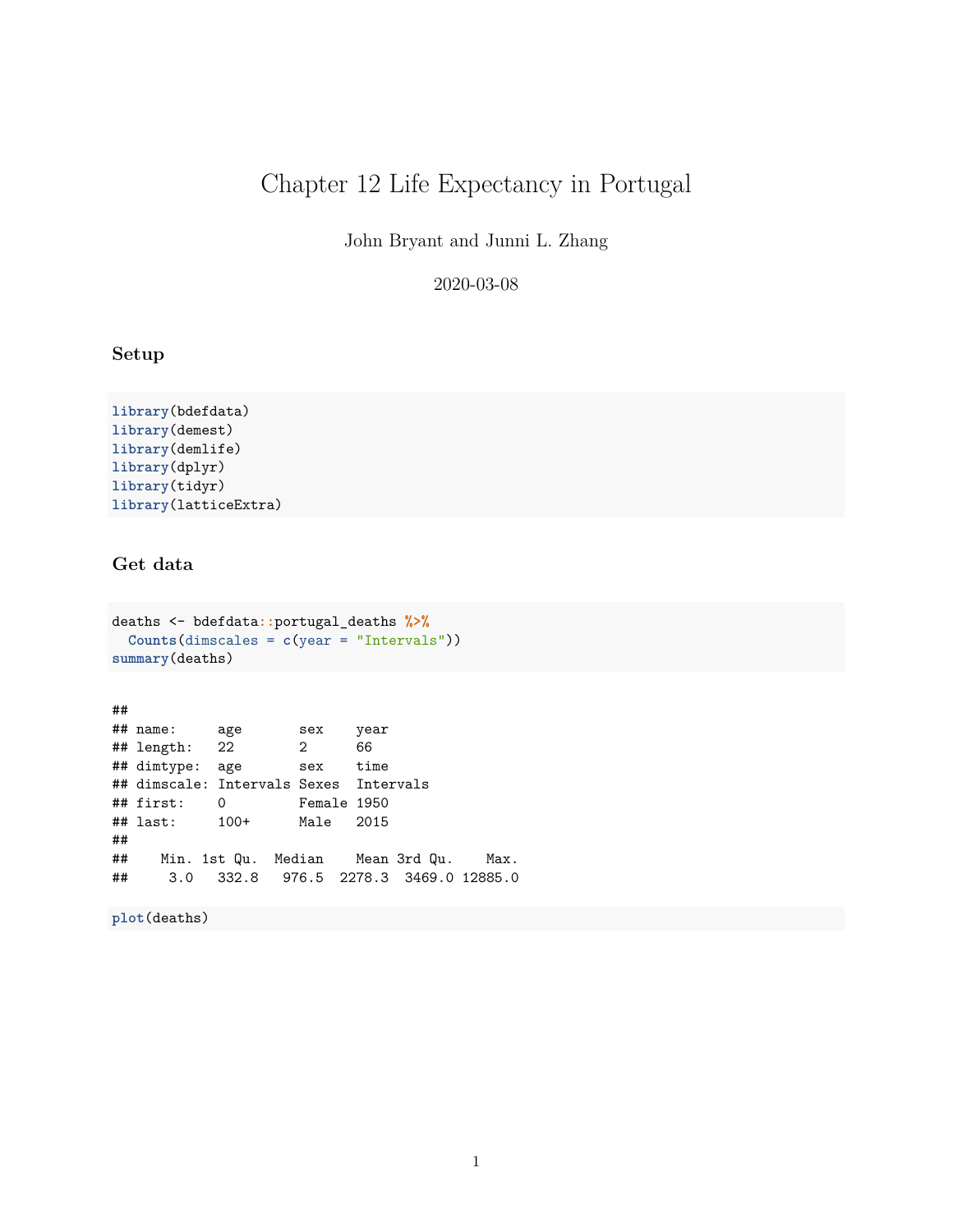# Chapter 12 Life Expectancy in Portugal

John Bryant and Junni L. Zhang

2020-03-08

### Setup

```
library(bdefdata)
library(demest)
library(demlife)
library(dplyr)
library(tidyr)
library(latticeExtra)
```

### Get data

```
deaths <- bdefdata::portugal_deaths %>%
  Counts(dimscales = c(year = "Intervals"))
summary(deaths)
```

```
##
## name:     age       sex    year
## length:   22        2      66
## dimtype:  age       sex    time
## dimscale: Intervals Sexes  Intervals
## first:    0         Female 1950
## last:     100+      Male   2015
##
##    Min. 1st Qu.  Median    Mean 3rd Qu.    Max.
##     3.0   332.8   976.5  2278.3  3469.0 12885.0
```

```
plot(deaths)
```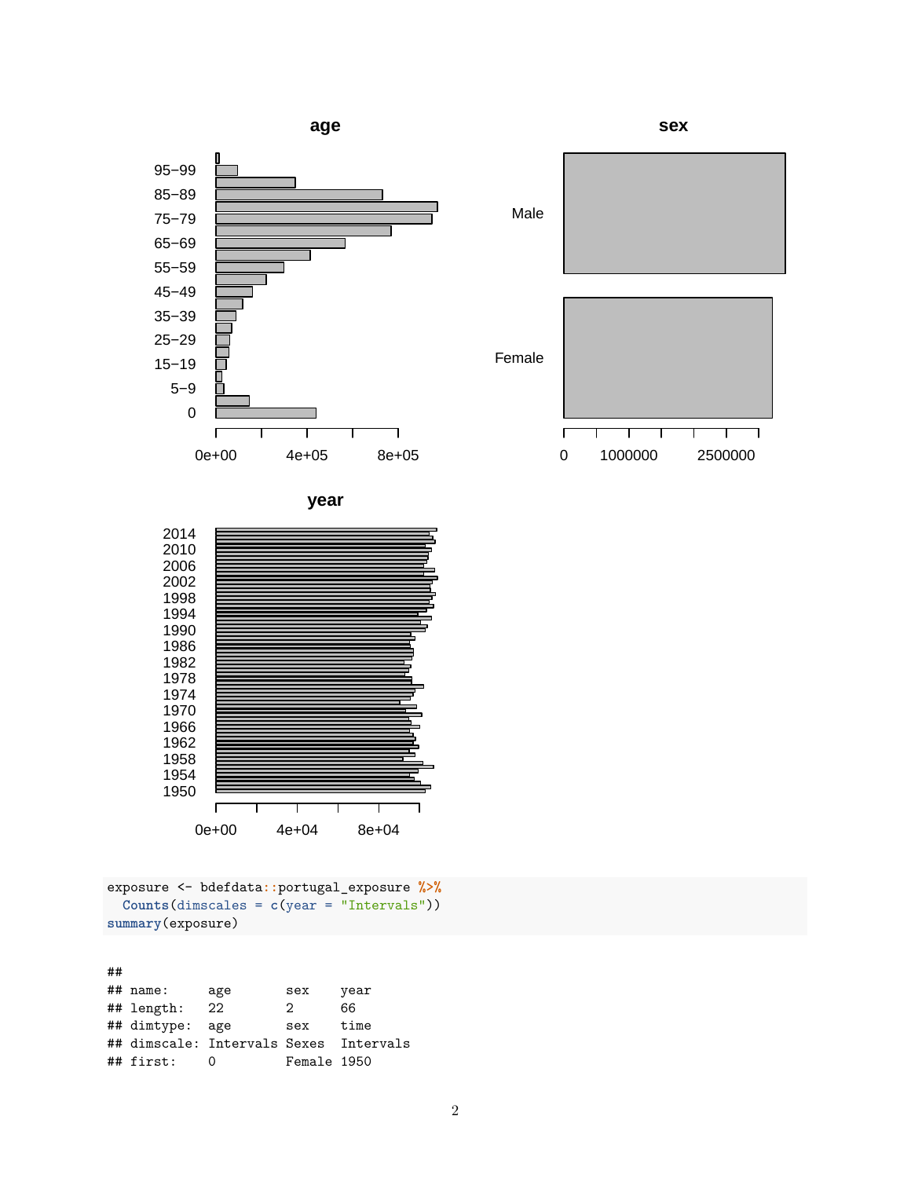```r
exposure <- bdefdata::portugal_exposure %>%
  Counts(dimscales = c(year = "Intervals"))
summary(exposure)
```

```
##
## name:     age       sex    year
## length:   22        2      66
## dimtype:  age       sex    time
## dimscale: Intervals Sexes  Intervals
## first:    0         Female 1950
```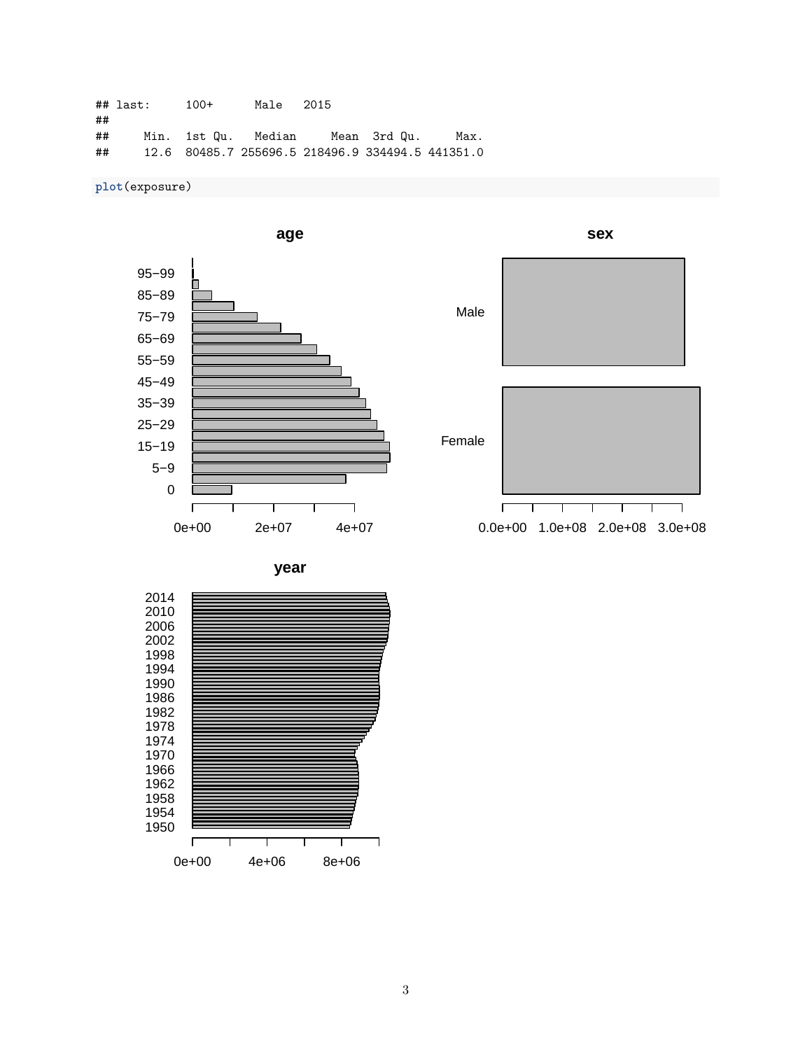```
## last:      100+      Male   2015
##
##      Min.  1st Qu.   Median     Mean  3rd Qu.     Max.
##      12.6  80485.7 255696.5 218496.9 334494.5 441351.0
```

```r
plot(exposure)
```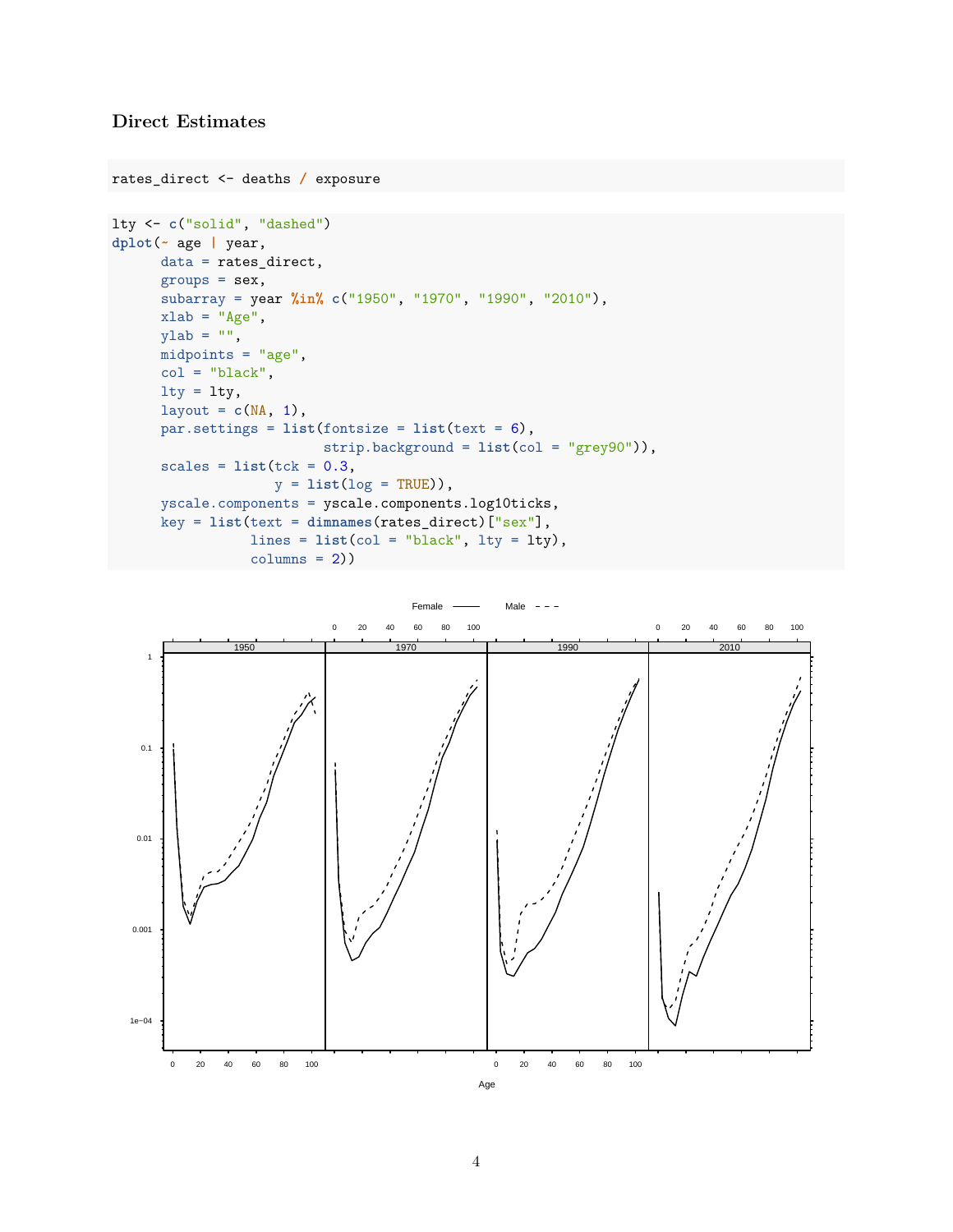### Direct Estimates

```
rates_direct <- deaths / exposure
```

```
lty <- c("solid", "dashed")
dplot(~ age | year,
      data = rates_direct,
      groups = sex,
      subarray = year %in% c("1950", "1970", "1990", "2010"),
      xlab = "Age",
      ylab = "",
      midpoints = "age",
      col = "black",
      lty = lty,
      layout = c(NA, 1),
      par.settings = list(fontsize = list(text = 6),
                          strip.background = list(col = "grey90")),
      scales = list(tck = 0.3,
                    y = list(log = TRUE)),
      yscale.components = yscale.components.log10ticks,
      key = list(text = dimnames(rates_direct)["sex"],
                 lines = list(col = "black", lty = lty),
                 columns = 2))
```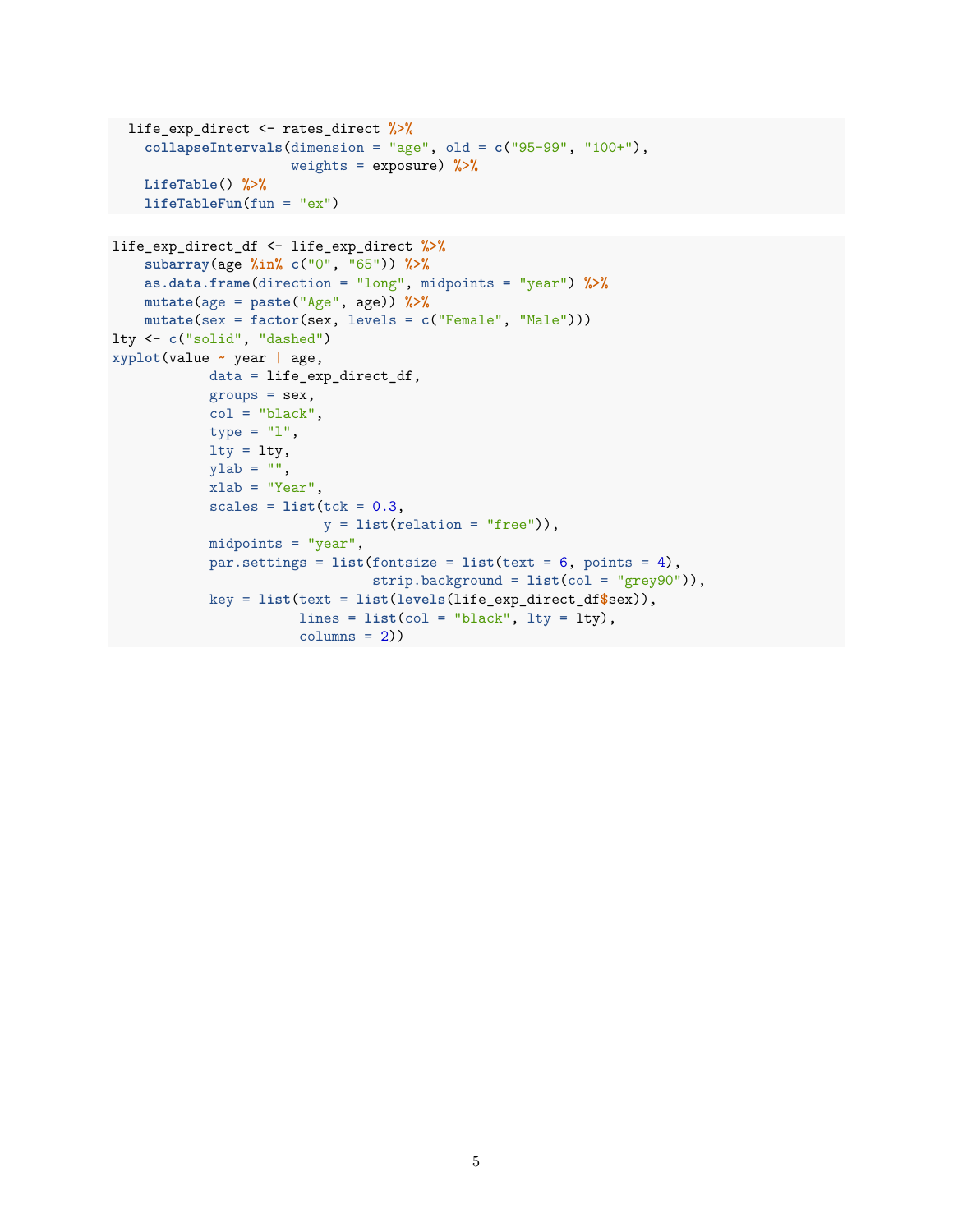```
  life_exp_direct <- rates_direct %>%
    collapseIntervals(dimension = "age", old = c("95-99", "100+"),
                      weights = exposure) %>%
    LifeTable() %>%
    lifeTableFun(fun = "ex")
```

```
life_exp_direct_df <- life_exp_direct %>%
    subarray(age %in% c("0", "65")) %>%
    as.data.frame(direction = "long", midpoints = "year") %>%
    mutate(age = paste("Age", age)) %>%
    mutate(sex = factor(sex, levels = c("Female", "Male")))
lty <- c("solid", "dashed")
xyplot(value ~ year | age,
            data = life_exp_direct_df,
            groups = sex,
            col = "black",
            type = "l",
            lty = lty,
            ylab = "",
            xlab = "Year",
            scales = list(tck = 0.3,
                          y = list(relation = "free")),
            midpoints = "year",
            par.settings = list(fontsize = list(text = 6, points = 4),
                                strip.background = list(col = "grey90")),
            key = list(text = list(levels(life_exp_direct_df$sex)),
                       lines = list(col = "black", lty = lty),
                       columns = 2))
```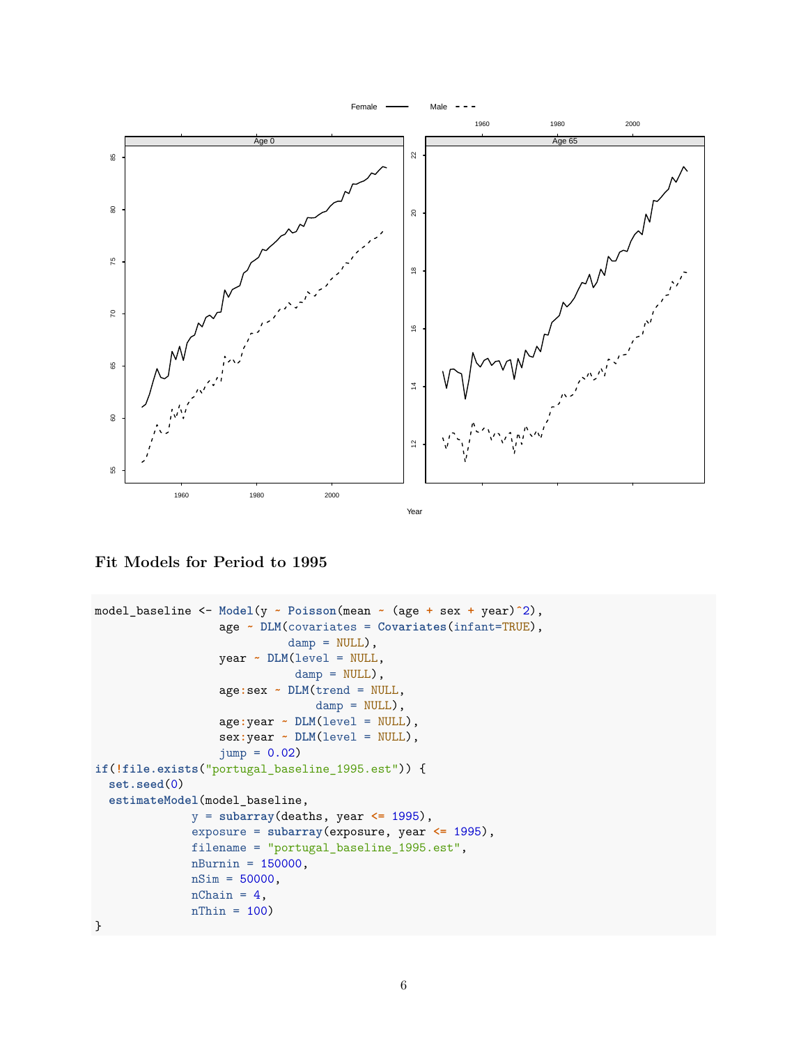## Fit Models for Period to 1995

```
model_baseline <- Model(y ~ Poisson(mean ~ (age + sex + year)^2),
                  age ~ DLM(covariates = Covariates(infant=TRUE),
                            damp = NULL),
                  year ~ DLM(level = NULL,
                             damp = NULL),
                  age:sex ~ DLM(trend = NULL,
                                damp = NULL),
                  age:year ~ DLM(level = NULL),
                  sex:year ~ DLM(level = NULL),
                  jump = 0.02)
if(!file.exists("portugal_baseline_1995.est")) {
  set.seed(0)
  estimateModel(model_baseline,
              y = subarray(deaths, year <= 1995),
              exposure = subarray(exposure, year <= 1995),
              filename = "portugal_baseline_1995.est",
              nBurnin = 150000,
              nSim = 50000,
              nChain = 4,
              nThin = 100)
}
```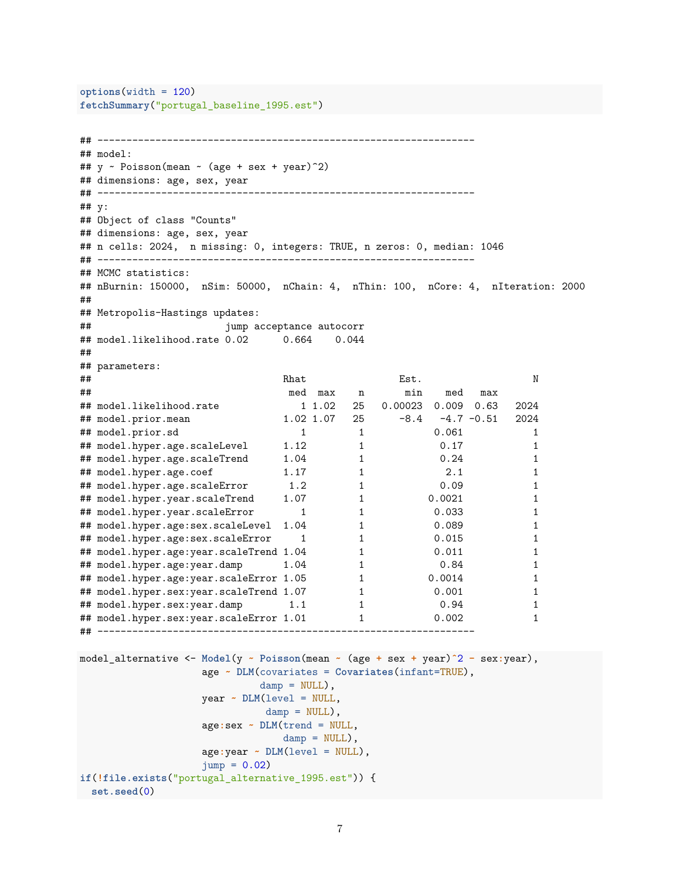```r
options(width = 120)
fetchSummary("portugal_baseline_1995.est")
```

```
## ----------------------------------------------------------------
## model:
## y ~ Poisson(mean ~ (age + sex + year)^2)
## dimensions: age, sex, year
## ----------------------------------------------------------------
## y:
## Object of class "Counts"
## dimensions: age, sex, year
## n cells: 2024,  n missing: 0, integers: TRUE, n zeros: 0, median: 1046
## ----------------------------------------------------------------
## MCMC statistics:
## nBurnin: 150000,  nSim: 50000,  nChain: 4,  nThin: 100,  nCore: 4,  nIteration: 2000
##
## Metropolis-Hastings updates:
##                       jump acceptance autocorr
## model.likelihood.rate 0.02      0.664    0.044
##
## parameters:
##                                 Rhat               Est.                  N
##                                  med  max    n       min    med   max
## model.likelihood.rate              1 1.02   25   0.00023  0.009  0.63   2024
## model.prior.mean                1.02 1.07   25      -8.4   -4.7 -0.51   2024
## model.prior.sd                     1         1            0.061            1
## model.hyper.age.scaleLevel      1.12         1             0.17            1
## model.hyper.age.scaleTrend      1.04         1             0.24            1
## model.hyper.age.coef            1.17         1              2.1            1
## model.hyper.age.scaleError       1.2         1             0.09            1
## model.hyper.year.scaleTrend     1.07         1           0.0021            1
## model.hyper.year.scaleError        1         1            0.033            1
## model.hyper.age:sex.scaleLevel  1.04         1            0.089            1
## model.hyper.age:sex.scaleError     1         1            0.015            1
## model.hyper.age:year.scaleTrend 1.04         1            0.011            1
## model.hyper.age:year.damp       1.04         1             0.84            1
## model.hyper.age:year.scaleError 1.05         1           0.0014            1
## model.hyper.sex:year.scaleTrend 1.07         1            0.001            1
## model.hyper.sex:year.damp        1.1         1             0.94            1
## model.hyper.sex:year.scaleError 1.01         1            0.002            1
## ----------------------------------------------------------------
```

```r
model_alternative <- Model(y ~ Poisson(mean ~ (age + sex + year)^2 - sex:year),
                    age ~ DLM(covariates = Covariates(infant=TRUE),
                              damp = NULL),
                    year ~ DLM(level = NULL,
                               damp = NULL),
                    age:sex ~ DLM(trend = NULL,
                                  damp = NULL),
                    age:year ~ DLM(level = NULL),
                    jump = 0.02)
if(!file.exists("portugal_alternative_1995.est")) {
  set.seed(0)
```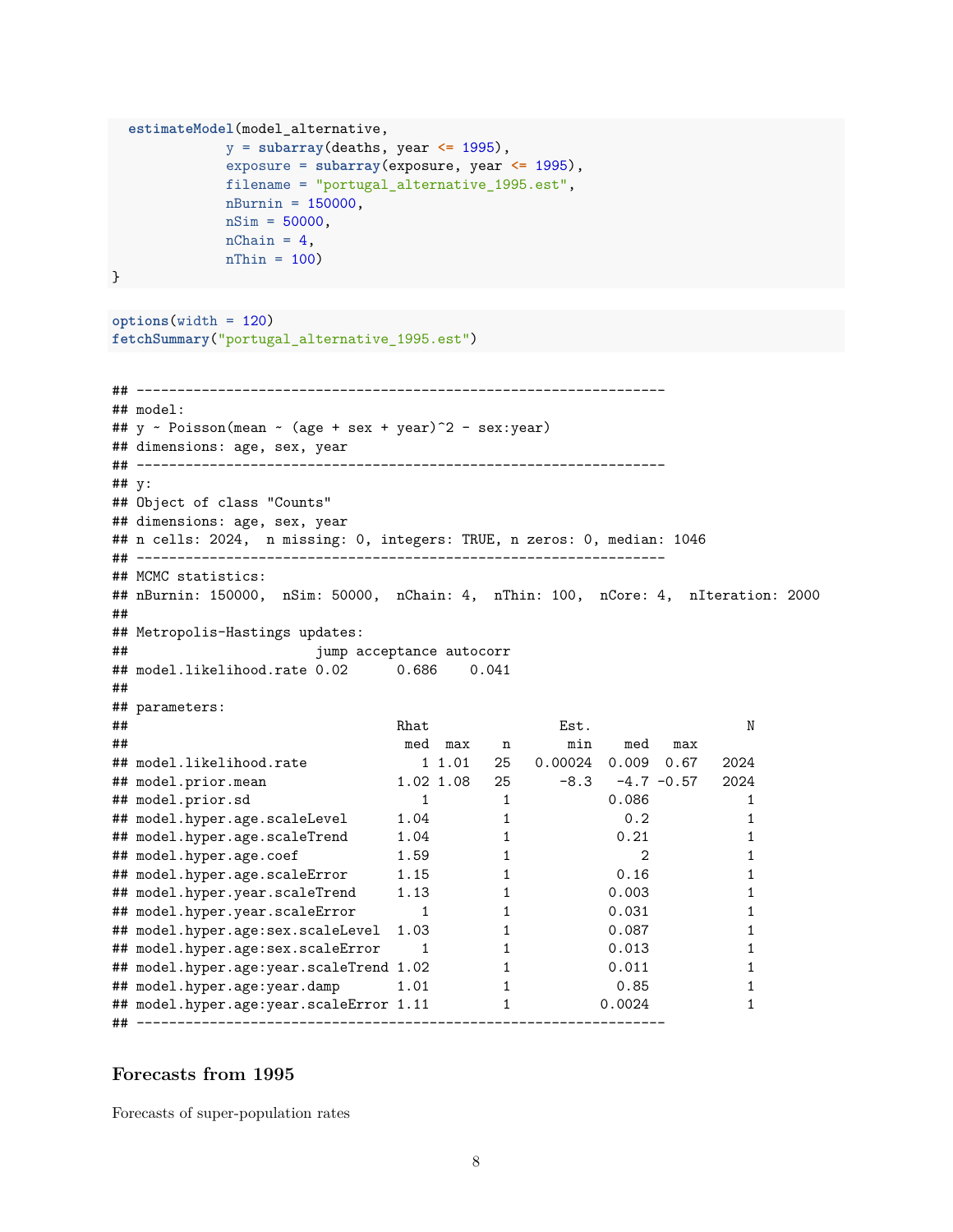```
  estimateModel(model_alternative,
              y = subarray(deaths, year <= 1995),
              exposure = subarray(exposure, year <= 1995),
              filename = "portugal_alternative_1995.est",
              nBurnin = 150000,
              nSim = 50000,
              nChain = 4,
              nThin = 100)
}
```

```
options(width = 120)
fetchSummary("portugal_alternative_1995.est")
```

```
## ------------------------------------------------------------------
## model:
## y ~ Poisson(mean ~ (age + sex + year)^2 - sex:year)
## dimensions: age, sex, year
## ------------------------------------------------------------------
## y:
## Object of class "Counts"
## dimensions: age, sex, year
## n cells: 2024,  n missing: 0, integers: TRUE, n zeros: 0, median: 1046
## ------------------------------------------------------------------
## MCMC statistics:
## nBurnin: 150000,  nSim: 50000,  nChain: 4,  nThin: 100,  nCore: 4,  nIteration: 2000
##
## Metropolis-Hastings updates:
##                       jump acceptance autocorr
## model.likelihood.rate 0.02      0.686    0.041
##
## parameters:
##                                  Rhat               Est.                  N
##                                   med  max    n       min    med   max
## model.likelihood.rate               1 1.01   25   0.00024  0.009  0.67   2024
## model.prior.mean                 1.02 1.08   25      -8.3   -4.7 -0.57   2024
## model.prior.sd                      1         1          0.086             1
## model.hyper.age.scaleLevel       1.04         1            0.2             1
## model.hyper.age.scaleTrend       1.04         1           0.21             1
## model.hyper.age.coef             1.59         1              2             1
## model.hyper.age.scaleError       1.15         1           0.16             1
## model.hyper.year.scaleTrend      1.13         1          0.003             1
## model.hyper.year.scaleError         1         1          0.031             1
## model.hyper.age:sex.scaleLevel   1.03         1          0.087             1
## model.hyper.age:sex.scaleError      1         1          0.013             1
## model.hyper.age:year.scaleTrend  1.02         1          0.011             1
## model.hyper.age:year.damp        1.01         1           0.85             1
## model.hyper.age:year.scaleError  1.11         1         0.0024             1
## ------------------------------------------------------------------
```

### Forecasts from 1995

Forecasts of super-population rates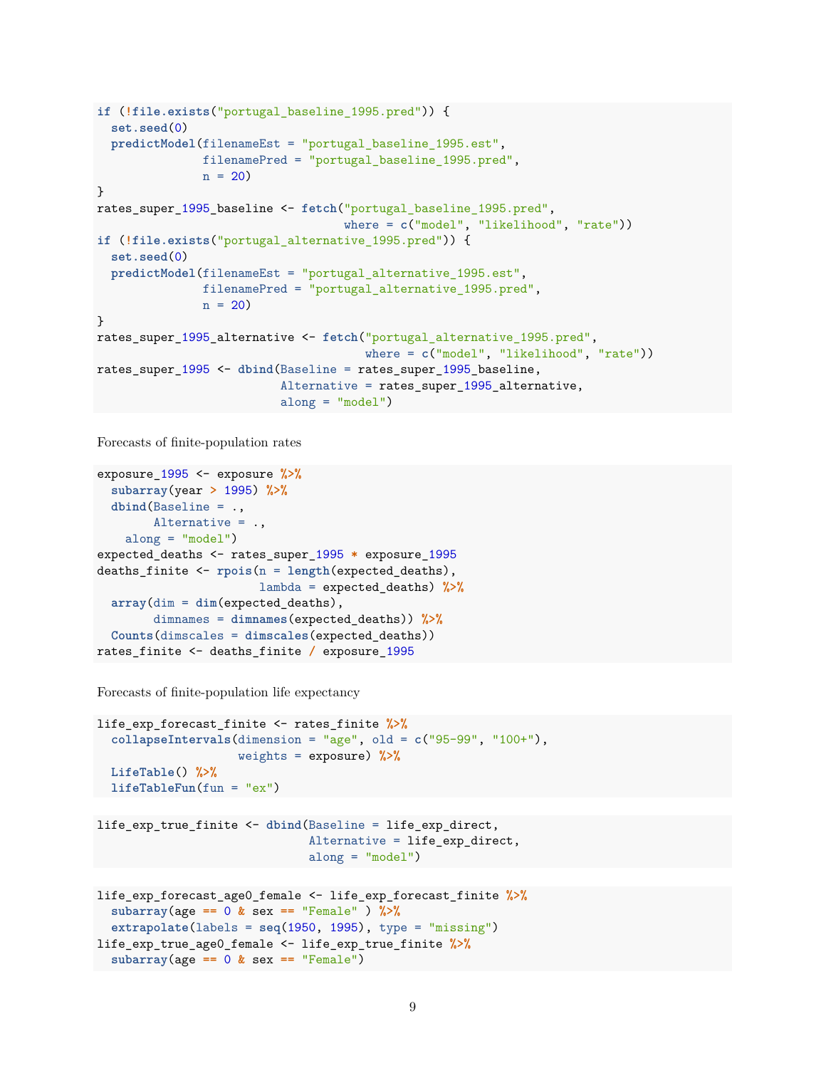```r
if (!file.exists("portugal_baseline_1995.pred")) {
  set.seed(0)
  predictModel(filenameEst = "portugal_baseline_1995.est",
               filenamePred = "portugal_baseline_1995.pred",
               n = 20)
}
rates_super_1995_baseline <- fetch("portugal_baseline_1995.pred",
                                   where = c("model", "likelihood", "rate"))
if (!file.exists("portugal_alternative_1995.pred")) {
  set.seed(0)
  predictModel(filenameEst = "portugal_alternative_1995.est",
               filenamePred = "portugal_alternative_1995.pred",
               n = 20)
}
rates_super_1995_alternative <- fetch("portugal_alternative_1995.pred",
                                      where = c("model", "likelihood", "rate"))
rates_super_1995 <- dbind(Baseline = rates_super_1995_baseline,
                          Alternative = rates_super_1995_alternative,
                          along = "model")
```

Forecasts of finite-population rates

```r
exposure_1995 <- exposure %>%
  subarray(year > 1995) %>%
  dbind(Baseline = .,
        Alternative = .,
    along = "model")
expected_deaths <- rates_super_1995 * exposure_1995
deaths_finite <- rpois(n = length(expected_deaths),
                       lambda = expected_deaths) %>%
  array(dim = dim(expected_deaths),
        dimnames = dimnames(expected_deaths)) %>%
  Counts(dimscales = dimscales(expected_deaths))
rates_finite <- deaths_finite / exposure_1995
```

Forecasts of finite-population life expectancy

```r
life_exp_forecast_finite <- rates_finite %>%
  collapseIntervals(dimension = "age", old = c("95-99", "100+"),
                    weights = exposure) %>%
  LifeTable() %>%
  lifeTableFun(fun = "ex")
```

```r
life_exp_true_finite <- dbind(Baseline = life_exp_direct,
                              Alternative = life_exp_direct,
                              along = "model")
```

```r
life_exp_forecast_age0_female <- life_exp_forecast_finite %>%
  subarray(age == 0 & sex == "Female" ) %>%
  extrapolate(labels = seq(1950, 1995), type = "missing")
life_exp_true_age0_female <- life_exp_true_finite %>%
  subarray(age == 0 & sex == "Female")
```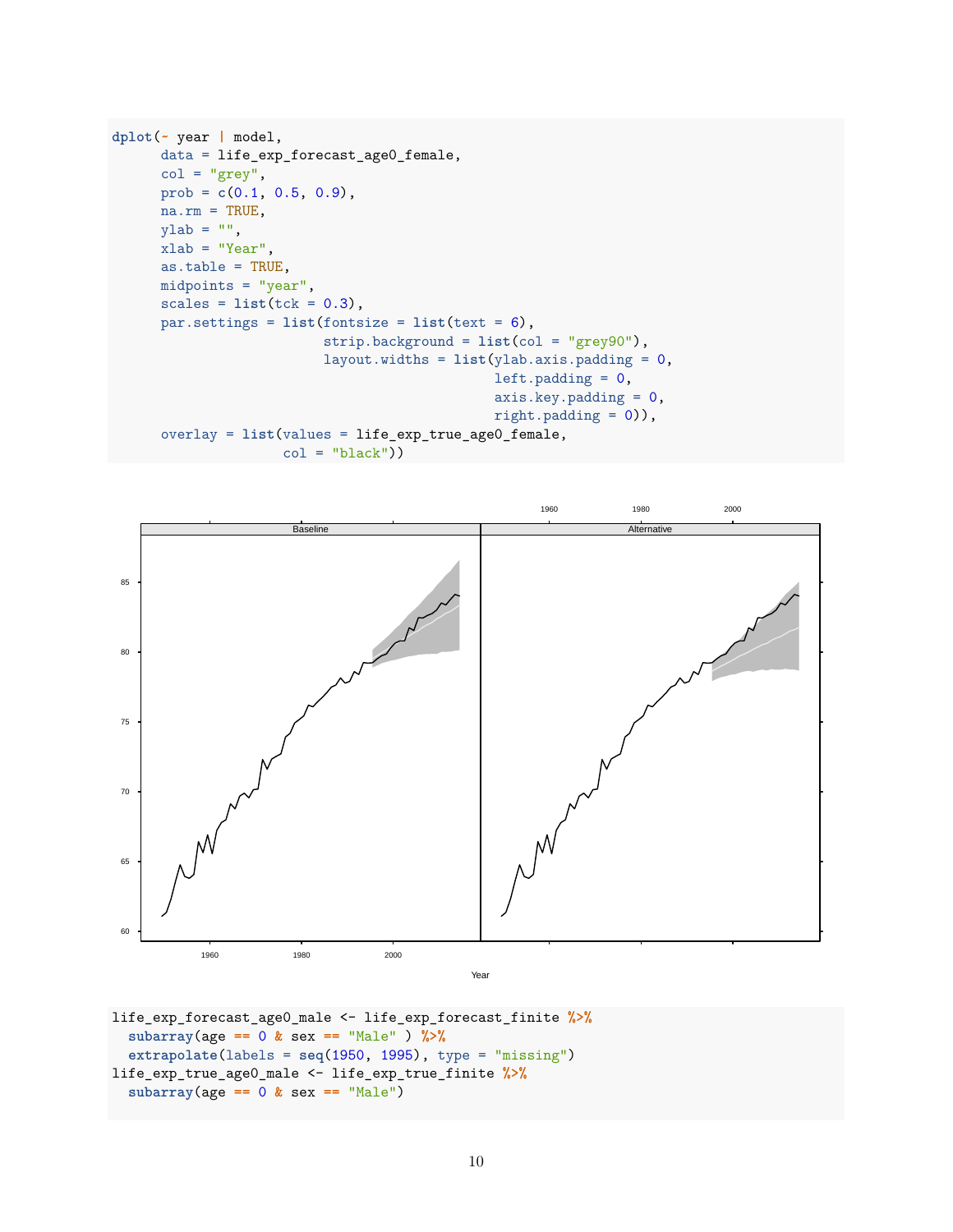```r
dplot(~ year | model,
      data = life_exp_forecast_age0_female,
      col = "grey",
      prob = c(0.1, 0.5, 0.9),
      na.rm = TRUE,
      ylab = "",
      xlab = "Year",
      as.table = TRUE,
      midpoints = "year",
      scales = list(tck = 0.3),
      par.settings = list(fontsize = list(text = 6),
                          strip.background = list(col = "grey90"),
                          layout.widths = list(ylab.axis.padding = 0,
                                               left.padding = 0,
                                               axis.key.padding = 0,
                                               right.padding = 0)),
      overlay = list(values = life_exp_true_age0_female,
                     col = "black"))
```

```r
life_exp_forecast_age0_male <- life_exp_forecast_finite %>%
  subarray(age == 0 & sex == "Male" ) %>%
  extrapolate(labels = seq(1950, 1995), type = "missing")
life_exp_true_age0_male <- life_exp_true_finite %>%
  subarray(age == 0 & sex == "Male")
```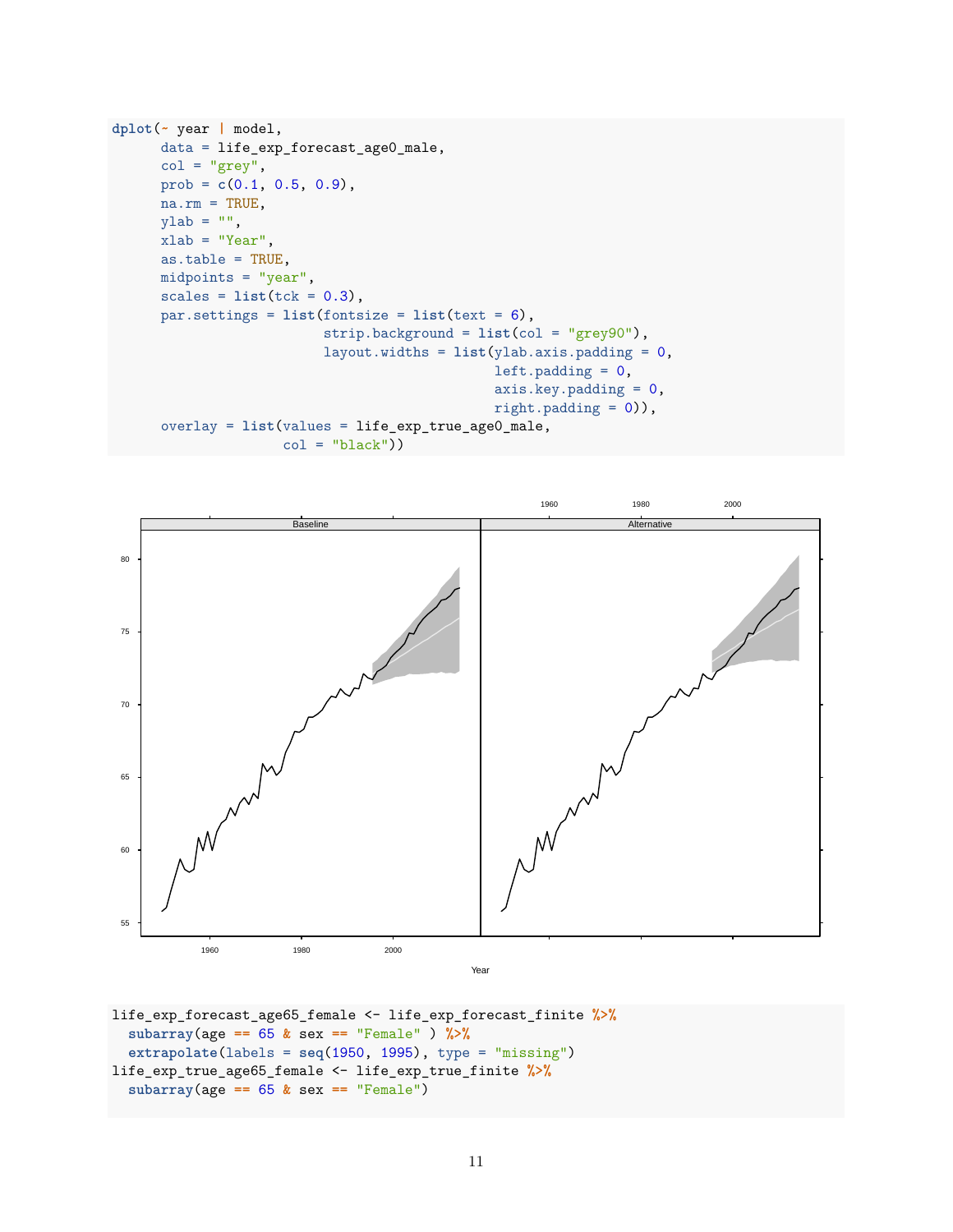```
dplot(~ year | model,
      data = life_exp_forecast_age0_male,
      col = "grey",
      prob = c(0.1, 0.5, 0.9),
      na.rm = TRUE,
      ylab = "",
      xlab = "Year",
      as.table = TRUE,
      midpoints = "year",
      scales = list(tck = 0.3),
      par.settings = list(fontsize = list(text = 6),
                          strip.background = list(col = "grey90"),
                          layout.widths = list(ylab.axis.padding = 0,
                                               left.padding = 0,
                                               axis.key.padding = 0,
                                               right.padding = 0)),
      overlay = list(values = life_exp_true_age0_male,
                     col = "black"))
```

```
life_exp_forecast_age65_female <- life_exp_forecast_finite %>%
  subarray(age == 65 & sex == "Female" ) %>%
  extrapolate(labels = seq(1950, 1995), type = "missing")
life_exp_true_age65_female <- life_exp_true_finite %>%
  subarray(age == 65 & sex == "Female")
```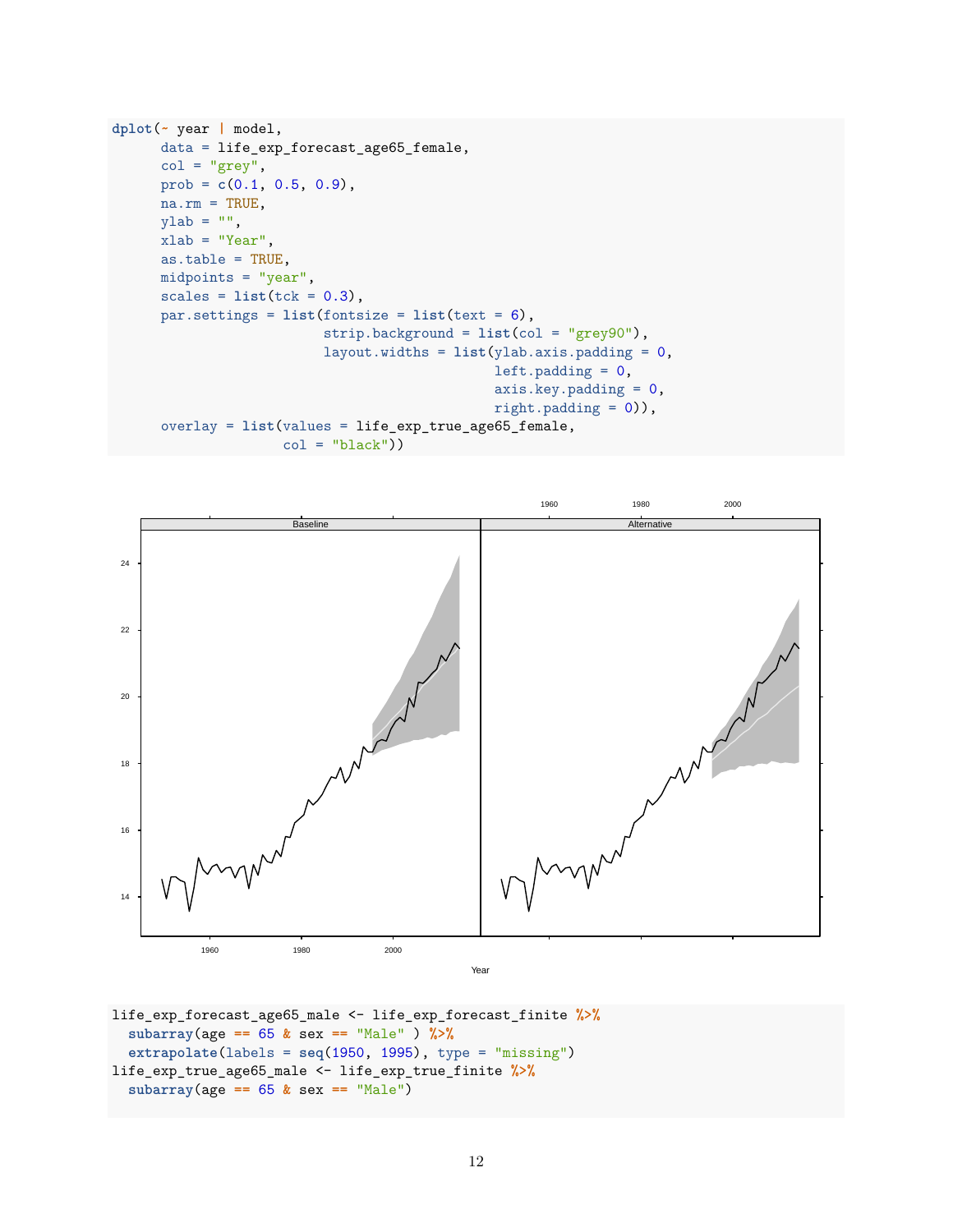```
dplot(~ year | model,
      data = life_exp_forecast_age65_female,
      col = "grey",
      prob = c(0.1, 0.5, 0.9),
      na.rm = TRUE,
      ylab = "",
      xlab = "Year",
      as.table = TRUE,
      midpoints = "year",
      scales = list(tck = 0.3),
      par.settings = list(fontsize = list(text = 6),
                          strip.background = list(col = "grey90"),
                          layout.widths = list(ylab.axis.padding = 0,
                                               left.padding = 0,
                                               axis.key.padding = 0,
                                               right.padding = 0)),
      overlay = list(values = life_exp_true_age65_female,
                     col = "black"))
```

```
life_exp_forecast_age65_male <- life_exp_forecast_finite %>%
  subarray(age == 65 & sex == "Male" ) %>%
  extrapolate(labels = seq(1950, 1995), type = "missing")
life_exp_true_age65_male <- life_exp_true_finite %>%
  subarray(age == 65 & sex == "Male")
```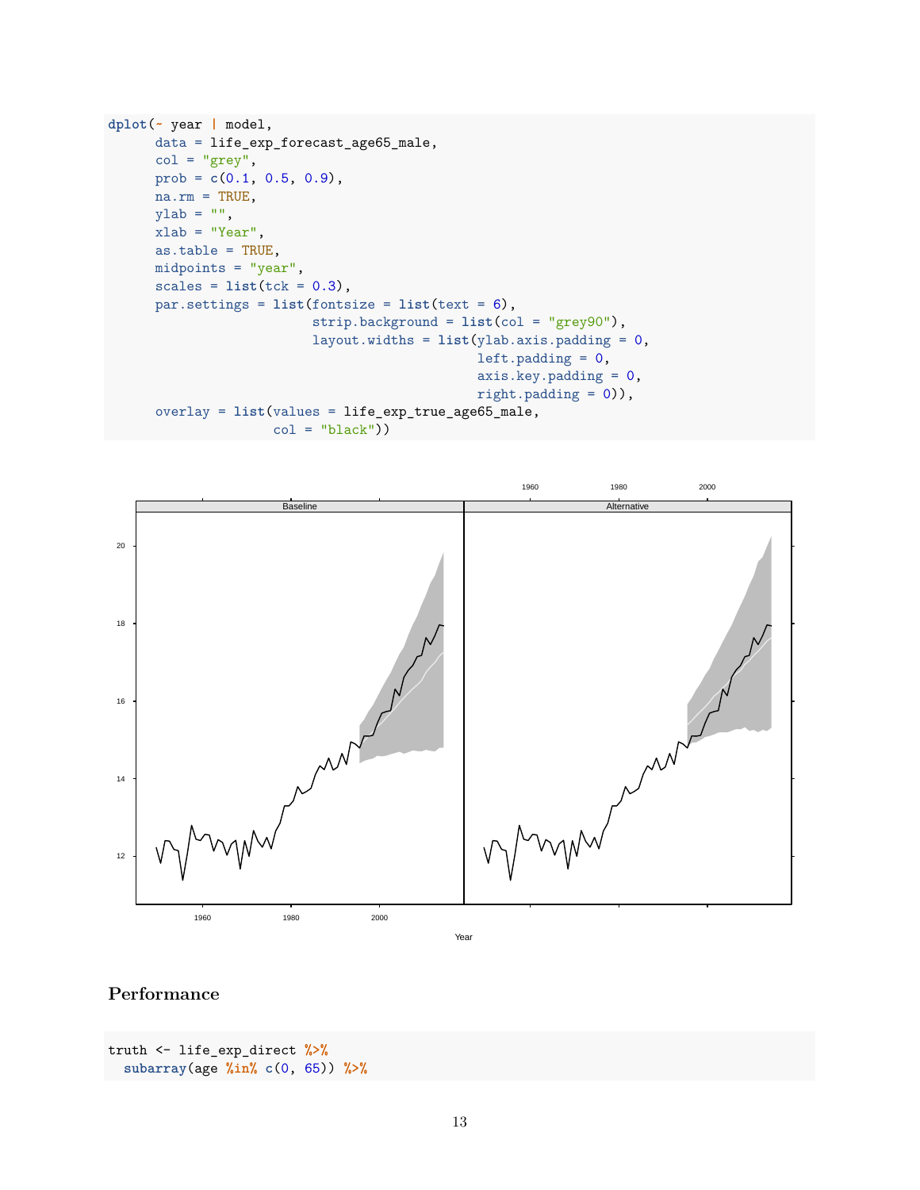```
dplot(~ year | model,
      data = life_exp_forecast_age65_male,
      col = "grey",
      prob = c(0.1, 0.5, 0.9),
      na.rm = TRUE,
      ylab = "",
      xlab = "Year",
      as.table = TRUE,
      midpoints = "year",
      scales = list(tck = 0.3),
      par.settings = list(fontsize = list(text = 6),
                          strip.background = list(col = "grey90"),
                          layout.widths = list(ylab.axis.padding = 0,
                                               left.padding = 0,
                                               axis.key.padding = 0,
                                               right.padding = 0)),
      overlay = list(values = life_exp_true_age65_male,
                     col = "black"))
```

## Performance

```
truth <- life_exp_direct %>%
  subarray(age %in% c(0, 65)) %>%
```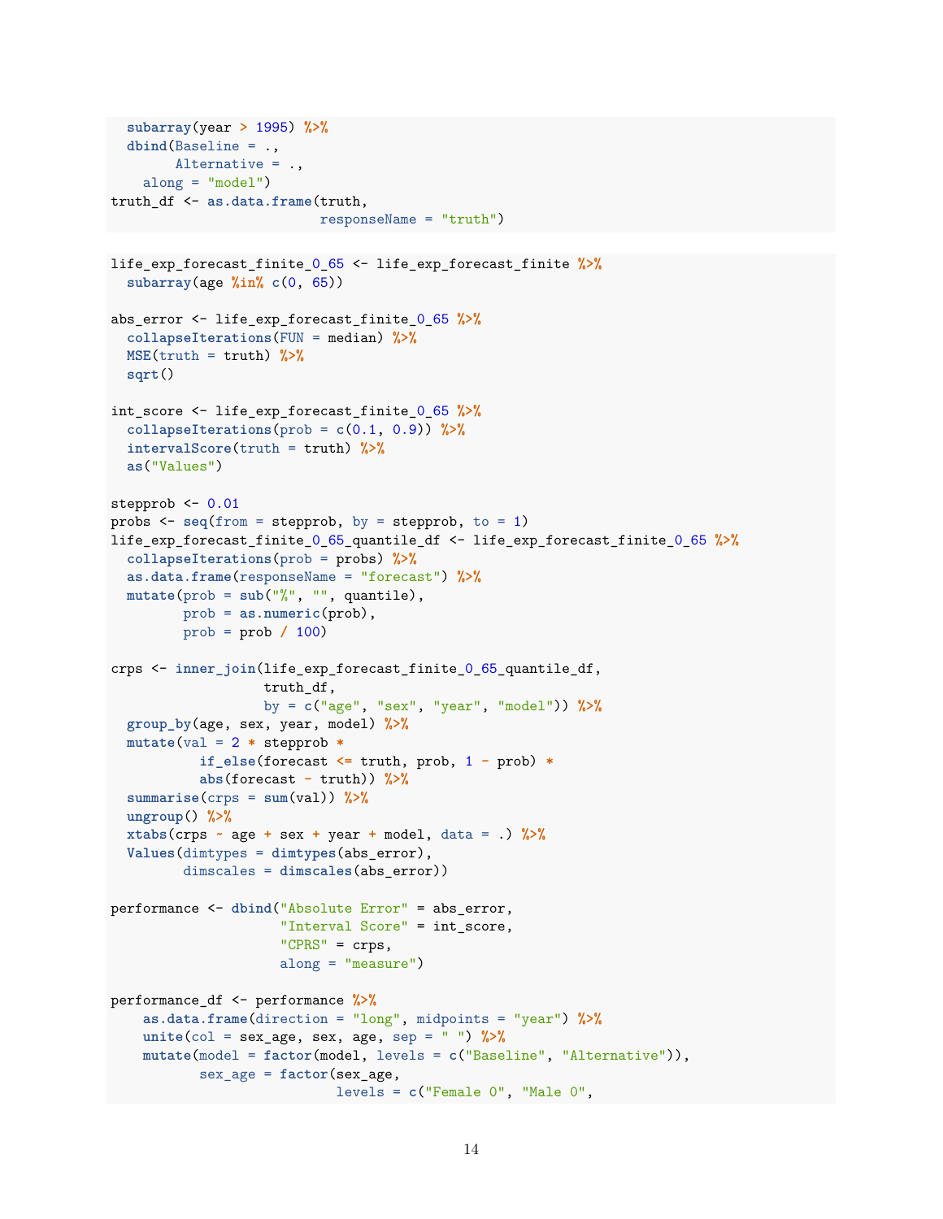```
  subarray(year > 1995) %>%
  dbind(Baseline = .,
        Alternative = .,
    along = "model")
truth_df <- as.data.frame(truth,
                          responseName = "truth")
```

```
life_exp_forecast_finite_0_65 <- life_exp_forecast_finite %>%
  subarray(age %in% c(0, 65))

abs_error <- life_exp_forecast_finite_0_65 %>%
  collapseIterations(FUN = median) %>%
  MSE(truth = truth) %>%
  sqrt()

int_score <- life_exp_forecast_finite_0_65 %>%
  collapseIterations(prob = c(0.1, 0.9)) %>%
  intervalScore(truth = truth) %>%
  as("Values")

stepprob <- 0.01
probs <- seq(from = stepprob, by = stepprob, to = 1)
life_exp_forecast_finite_0_65_quantile_df <- life_exp_forecast_finite_0_65 %>%
  collapseIterations(prob = probs) %>%
  as.data.frame(responseName = "forecast") %>%
  mutate(prob = sub("%", "", quantile),
         prob = as.numeric(prob),
         prob = prob / 100)

crps <- inner_join(life_exp_forecast_finite_0_65_quantile_df,
                   truth_df,
                   by = c("age", "sex", "year", "model")) %>%
  group_by(age, sex, year, model) %>%
  mutate(val = 2 * stepprob *
           if_else(forecast <= truth, prob, 1 - prob) *
           abs(forecast - truth)) %>%
  summarise(crps = sum(val)) %>%
  ungroup() %>%
  xtabs(crps ~ age + sex + year + model, data = .) %>%
  Values(dimtypes = dimtypes(abs_error),
         dimscales = dimscales(abs_error))

performance <- dbind("Absolute Error" = abs_error,
                     "Interval Score" = int_score,
                     "CPRS" = crps,
                     along = "measure")

performance_df <- performance %>%
    as.data.frame(direction = "long", midpoints = "year") %>%
    unite(col = sex_age, sex, age, sep = " ") %>%
    mutate(model = factor(model, levels = c("Baseline", "Alternative")),
           sex_age = factor(sex_age,
                            levels = c("Female 0", "Male 0",
```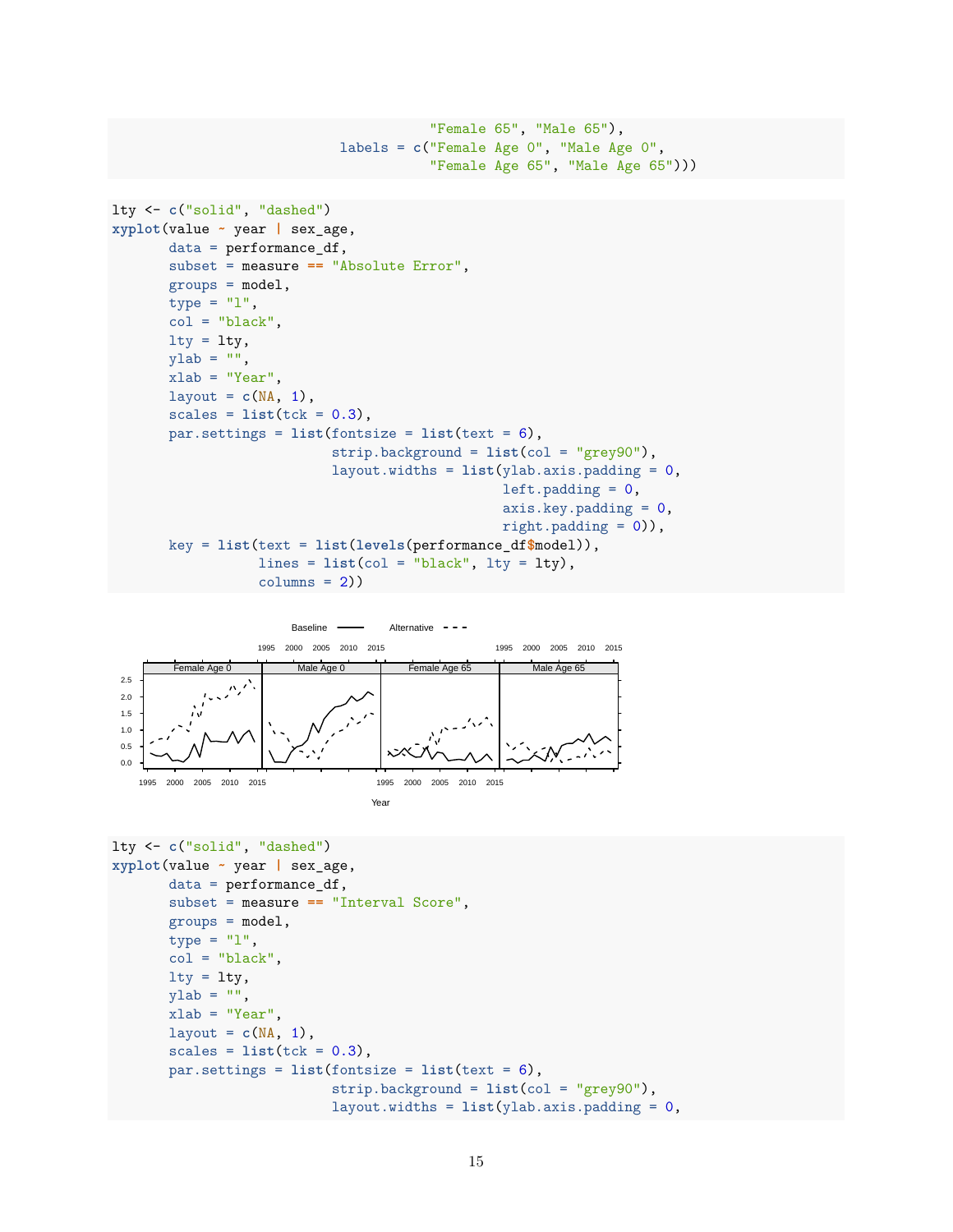```
                                          "Female 65", "Male 65"),
                              labels = c("Female Age 0", "Male Age 0",
                                          "Female Age 65", "Male Age 65")))
```

```
lty <- c("solid", "dashed")
xyplot(value ~ year | sex_age,
       data = performance_df,
       subset = measure == "Absolute Error",
       groups = model,
       type = "l",
       col = "black",
       lty = lty,
       ylab = "",
       xlab = "Year",
       layout = c(NA, 1),
       scales = list(tck = 0.3),
       par.settings = list(fontsize = list(text = 6),
                           strip.background = list(col = "grey90"),
                           layout.widths = list(ylab.axis.padding = 0,
                                                left.padding = 0,
                                                axis.key.padding = 0,
                                                right.padding = 0)),
       key = list(text = list(levels(performance_df$model)),
                  lines = list(col = "black", lty = lty),
                  columns = 2))
```

```
lty <- c("solid", "dashed")
xyplot(value ~ year | sex_age,
       data = performance_df,
       subset = measure == "Interval Score",
       groups = model,
       type = "l",
       col = "black",
       lty = lty,
       ylab = "",
       xlab = "Year",
       layout = c(NA, 1),
       scales = list(tck = 0.3),
       par.settings = list(fontsize = list(text = 6),
                           strip.background = list(col = "grey90"),
                           layout.widths = list(ylab.axis.padding = 0,
```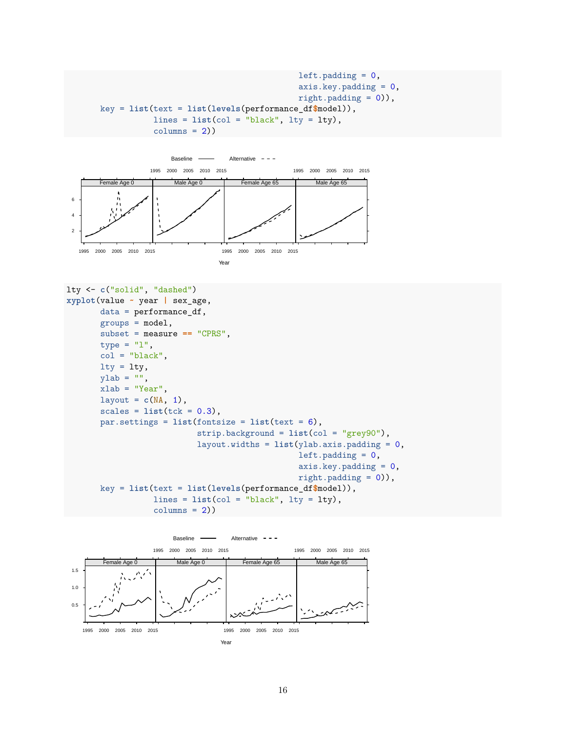```r
                                            left.padding = 0,
                                            axis.key.padding = 0,
                                            right.padding = 0)),
       key = list(text = list(levels(performance_df$model)),
                  lines = list(col = "black", lty = lty),
                  columns = 2))
```

```r
lty <- c("solid", "dashed")
xyplot(value ~ year | sex_age,
       data = performance_df,
       groups = model,
       subset = measure == "CPRS",
       type = "l",
       col = "black",
       lty = lty,
       ylab = "",
       xlab = "Year",
       layout = c(NA, 1),
       scales = list(tck = 0.3),
       par.settings = list(fontsize = list(text = 6),
                           strip.background = list(col = "grey90"),
                           layout.widths = list(ylab.axis.padding = 0,
                                                left.padding = 0,
                                                axis.key.padding = 0,
                                                right.padding = 0)),
       key = list(text = list(levels(performance_df$model)),
                  lines = list(col = "black", lty = lty),
                  columns = 2))
```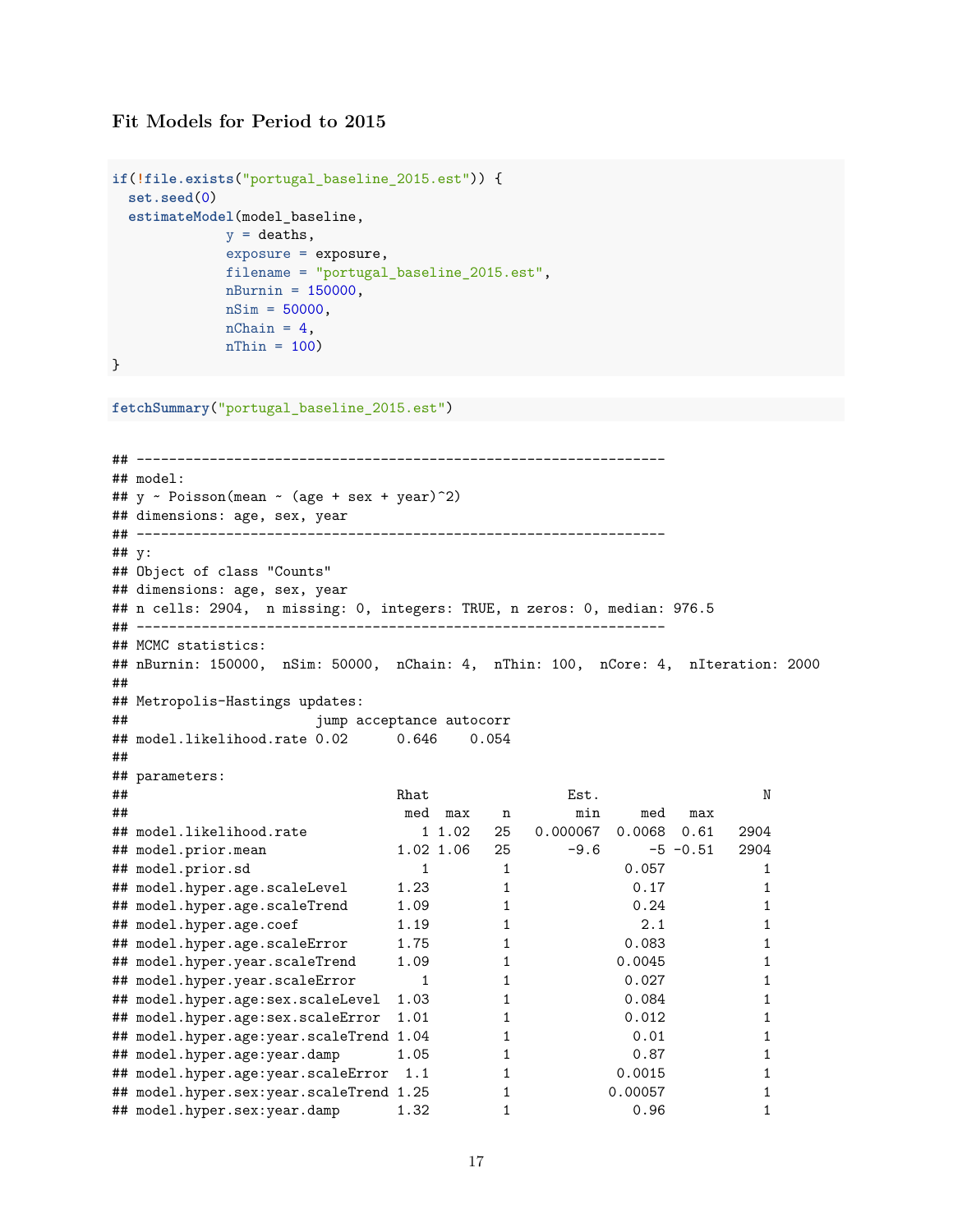### Fit Models for Period to 2015

```r
if(!file.exists("portugal_baseline_2015.est")) {
  set.seed(0)
  estimateModel(model_baseline,
                y = deaths,
                exposure = exposure,
                filename = "portugal_baseline_2015.est",
                nBurnin = 150000,
                nSim = 50000,
                nChain = 4,
                nThin = 100)
}
```

```r
fetchSummary("portugal_baseline_2015.est")
```

```
## -----------------------------------------------------------------
## model:
## y ~ Poisson(mean ~ (age + sex + year)^2)
## dimensions: age, sex, year
## -----------------------------------------------------------------
## y:
## Object of class "Counts"
## dimensions: age, sex, year
## n cells: 2904,  n missing: 0, integers: TRUE, n zeros: 0, median: 976.5
## -----------------------------------------------------------------
## MCMC statistics:
## nBurnin: 150000,  nSim: 50000,  nChain: 4,  nThin: 100,  nCore: 4,  nIteration: 2000
##
## Metropolis-Hastings updates:
##                       jump acceptance autocorr
## model.likelihood.rate 0.02      0.646    0.054
##
## parameters:
##                                 Rhat             Est.                   N
##                                  med  max   n      min     med   max
## model.likelihood.rate              1 1.02   25 0.000067  0.0068  0.61  2904
## model.prior.mean                1.02 1.06   25     -9.6      -5 -0.51  2904
## model.prior.sd                     1        1             0.057           1
## model.hyper.age.scaleLevel      1.23        1              0.17           1
## model.hyper.age.scaleTrend      1.09        1              0.24           1
## model.hyper.age.coef            1.19        1               2.1           1
## model.hyper.age.scaleError      1.75        1             0.083           1
## model.hyper.year.scaleTrend     1.09        1            0.0045           1
## model.hyper.year.scaleError        1        1             0.027           1
## model.hyper.age:sex.scaleLevel  1.03        1             0.084           1
## model.hyper.age:sex.scaleError  1.01        1             0.012           1
## model.hyper.age:year.scaleTrend 1.04        1              0.01           1
## model.hyper.age:year.damp       1.05        1              0.87           1
## model.hyper.age:year.scaleError  1.1        1            0.0015           1
## model.hyper.sex:year.scaleTrend 1.25        1           0.00057           1
## model.hyper.sex:year.damp       1.32        1              0.96           1
```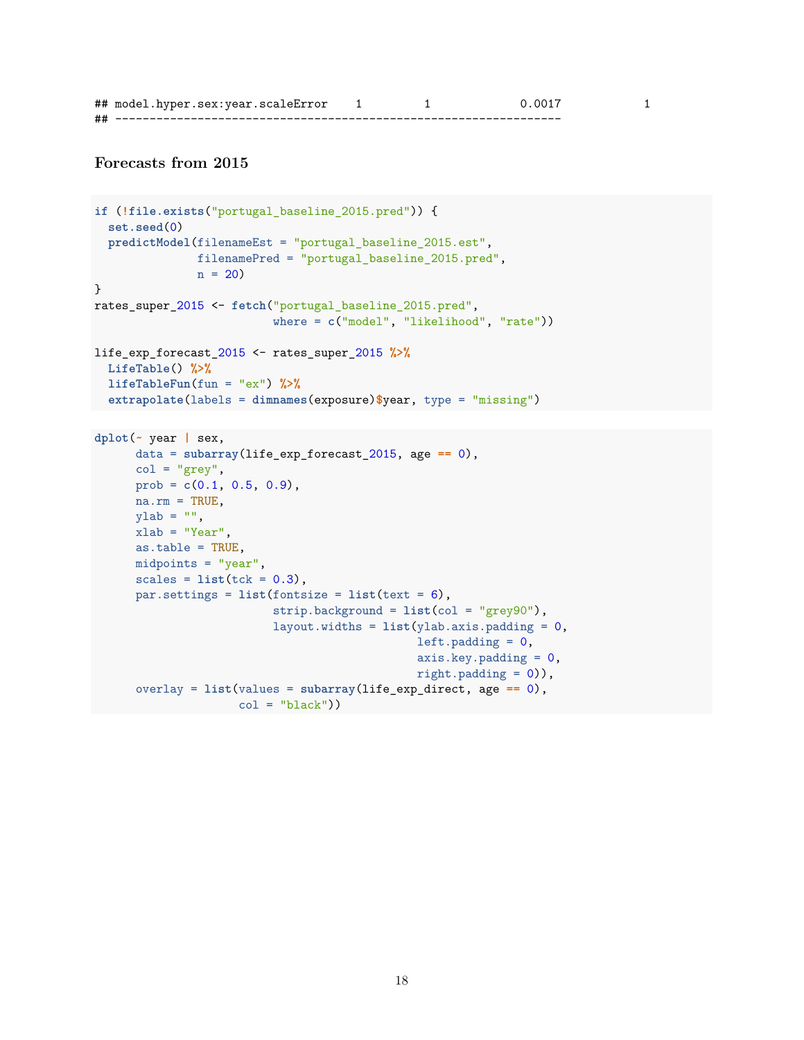```
## model.hyper.sex:year.scaleError    1         1             0.0017             1
## ---------------------------------------------------------------
```

### Forecasts from 2015

```
if (!file.exists("portugal_baseline_2015.pred")) {
  set.seed(0)
  predictModel(filenameEst = "portugal_baseline_2015.est",
               filenamePred = "portugal_baseline_2015.pred",
               n = 20)
}
rates_super_2015 <- fetch("portugal_baseline_2015.pred",
                          where = c("model", "likelihood", "rate"))

life_exp_forecast_2015 <- rates_super_2015 %>%
  LifeTable() %>%
  lifeTableFun(fun = "ex") %>%
  extrapolate(labels = dimnames(exposure)$year, type = "missing")
```

```
dplot(~ year | sex,
      data = subarray(life_exp_forecast_2015, age == 0),
      col = "grey",
      prob = c(0.1, 0.5, 0.9),
      na.rm = TRUE,
      ylab = "",
      xlab = "Year",
      as.table = TRUE,
      midpoints = "year",
      scales = list(tck = 0.3),
      par.settings = list(fontsize = list(text = 6),
                          strip.background = list(col = "grey90"),
                          layout.widths = list(ylab.axis.padding = 0,
                                               left.padding = 0,
                                               axis.key.padding = 0,
                                               right.padding = 0)),
      overlay = list(values = subarray(life_exp_direct, age == 0),
                     col = "black"))
```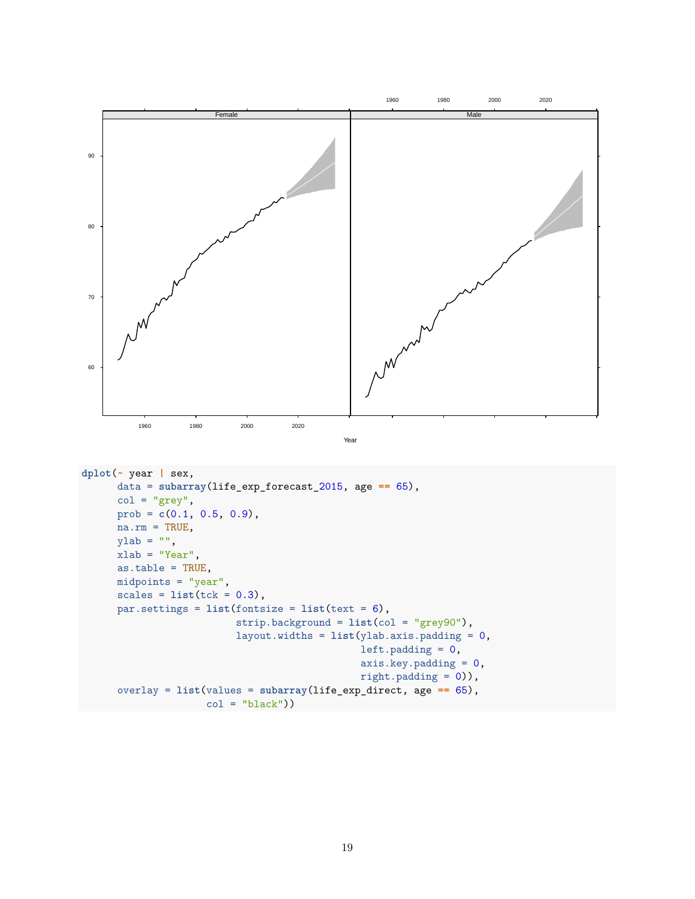```r
dplot(~ year | sex,
      data = subarray(life_exp_forecast_2015, age == 65),
      col = "grey",
      prob = c(0.1, 0.5, 0.9),
      na.rm = TRUE,
      ylab = "",
      xlab = "Year",
      as.table = TRUE,
      midpoints = "year",
      scales = list(tck = 0.3),
      par.settings = list(fontsize = list(text = 6),
                          strip.background = list(col = "grey90"),
                          layout.widths = list(ylab.axis.padding = 0,
                                               left.padding = 0,
                                               axis.key.padding = 0,
                                               right.padding = 0)),
      overlay = list(values = subarray(life_exp_direct, age == 65),
                     col = "black"))
```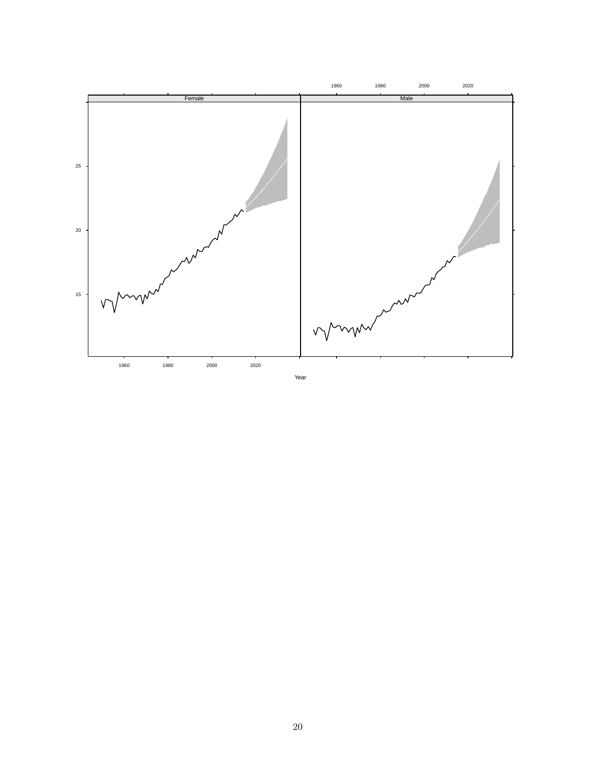Female

Male

1960

1980

2000

2020

25

20

15

1960

1980

2000

2020

Year